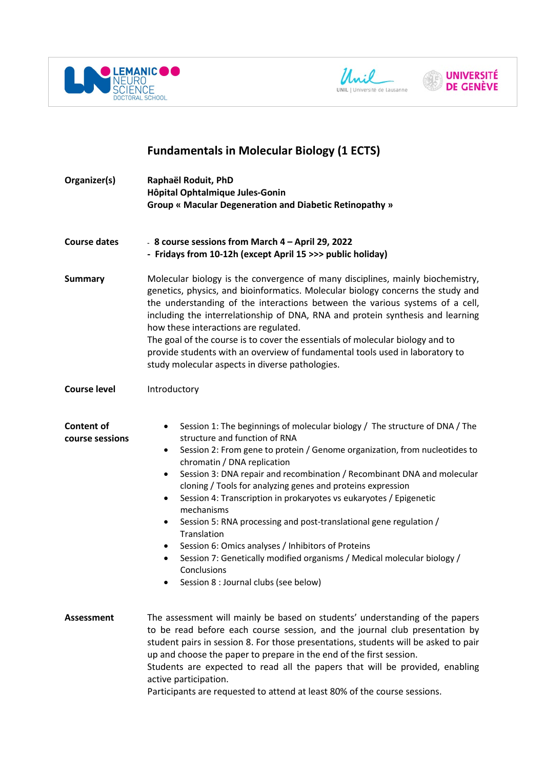# Fundamentals in Molecular Biology (1 ECTS)

| | |
|---|---|
| **Organizer(s)** | **Raphaël Roduit, PhD**<br>**Hôpital Ophtalmique Jules-Gonin**<br>**Group « Macular Degeneration and Diabetic Retinopathy »** |
| **Course dates** | **- 8 course sessions from March 4 – April 29, 2022**<br>**- Fridays from 10-12h (except April 15 >>> public holiday)** |
| **Summary** | Molecular biology is the convergence of many disciplines, mainly biochemistry, genetics, physics, and bioinformatics. Molecular biology concerns the study and the understanding of the interactions between the various systems of a cell, including the interrelationship of DNA, RNA and protein synthesis and learning how these interactions are regulated.<br>The goal of the course is to cover the essentials of molecular biology and to provide students with an overview of fundamental tools used in laboratory to study molecular aspects in diverse pathologies. |
| **Course level** | Introductory |

**Content of course sessions**

- Session 1: The beginnings of molecular biology / The structure of DNA / The structure and function of RNA
- Session 2: From gene to protein / Genome organization, from nucleotides to chromatin / DNA replication
- Session 3: DNA repair and recombination / Recombinant DNA and molecular cloning / Tools for analyzing genes and proteins expression
- Session 4: Transcription in prokaryotes vs eukaryotes / Epigenetic mechanisms
- Session 5: RNA processing and post-translational gene regulation / Translation
- Session 6: Omics analyses / Inhibitors of Proteins
- Session 7: Genetically modified organisms / Medical molecular biology / Conclusions
- Session 8 : Journal clubs (see below)

**Assessment**

The assessment will mainly be based on students' understanding of the papers to be read before each course session, and the journal club presentation by student pairs in session 8. For those presentations, students will be asked to pair up and choose the paper to prepare in the end of the first session.
Students are expected to read all the papers that will be provided, enabling active participation.
Participants are requested to attend at least 80% of the course sessions.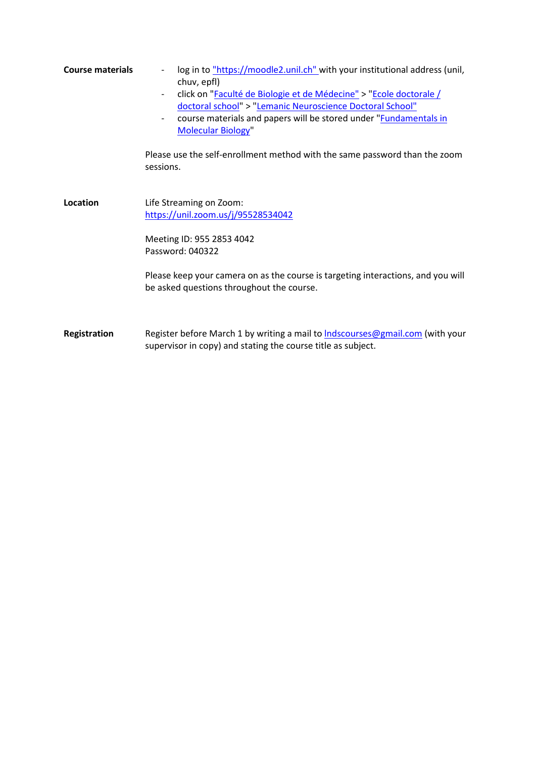**Course materials**

- log in to "https://moodle2.unil.ch" with your institutional address (unil, chuv, epfl)
- click on "Faculté de Biologie et de Médecine" > "Ecole doctorale / doctoral school" > "Lemanic Neuroscience Doctoral School"
- course materials and papers will be stored under "Fundamentals in Molecular Biology"

Please use the self-enrollment method with the same password than the zoom sessions.

**Location**

Life Streaming on Zoom:
https://unil.zoom.us/j/95528534042

Meeting ID: 955 2853 4042
Password: 040322

Please keep your camera on as the course is targeting interactions, and you will be asked questions throughout the course.

**Registration**

Register before March 1 by writing a mail to lndscourses@gmail.com (with your supervisor in copy) and stating the course title as subject.